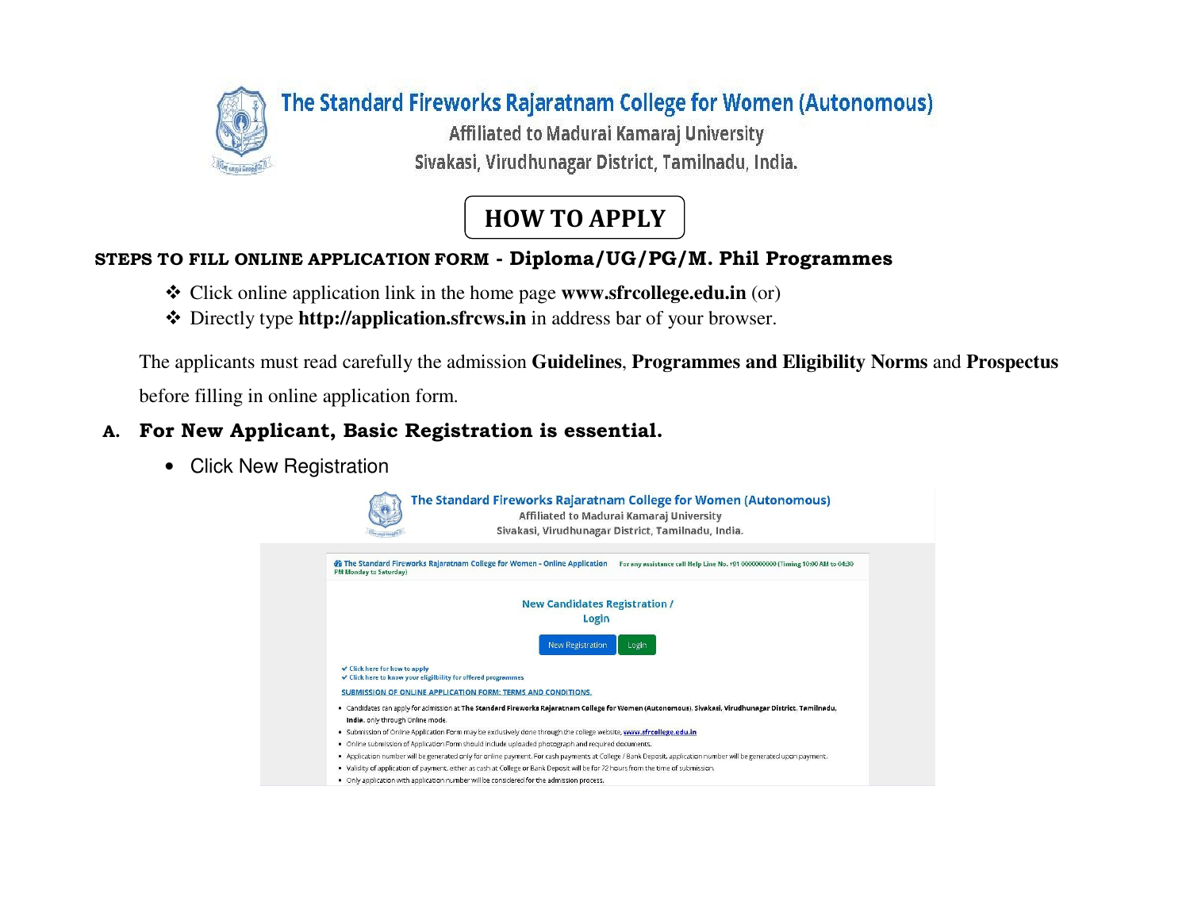# The Standard Fireworks Rajaratnam College for Women (Autonomous)

Affiliated to Madurai Kamaraj University

Sivakasi, Virudhunagar District, Tamilnadu, India.

## HOW TO APPLY

**STEPS TO FILL ONLINE APPLICATION FORM - Diploma/UG/PG/M. Phil Programmes**

- Click online application link in the home page **www.sfrcollege.edu.in** (or)
- Directly type **http://application.sfrcws.in** in address bar of your browser.

The applicants must read carefully the admission **Guidelines**, **Programmes and Eligibility Norms** and **Prospectus** before filling in online application form.

**A. For New Applicant, Basic Registration is essential.**

- Click New Registration

The Standard Fireworks Rajaratnam College for Women (Autonomous)

Affiliated to Madurai Kamaraj University

Sivakasi, Virudhunagar District, Tamilnadu, India.

The Standard Fireworks Rajaratnam College for Women - Online Application    For any assistance call Help Line No. +91 0000000000 (Timing 10:00 AM to 04:30 PM Monday to Saturday)

New Candidates Registration / Login

New Registration | Login

✔ Click here for how to apply

✔ Click here to know your eligibility for offered programmes

SUBMISSION OF ONLINE APPLICATION FORM: TERMS AND CONDITIONS.

- Candidates can apply for admission at **The Standard Fireworks Rajaratnam College for Women (Autonomous), Sivakasi, Virudhunagar District, Tamilnadu, India.** only through Online mode.
- Submission of Online Application Form may be exclusively done through the college website, **www.sfrcollege.edu.in**
- Online submission of Application Form should include uploaded photograph and required documents.
- Application number will be generated only for online payment. For cash payments at College / Bank Deposit, application number will be generated upon payment.
- Validity of application of payment, either as cash at College or Bank Deposit will be for 72 hours from the time of submission.
- Only application with application number will be considered for the admission process.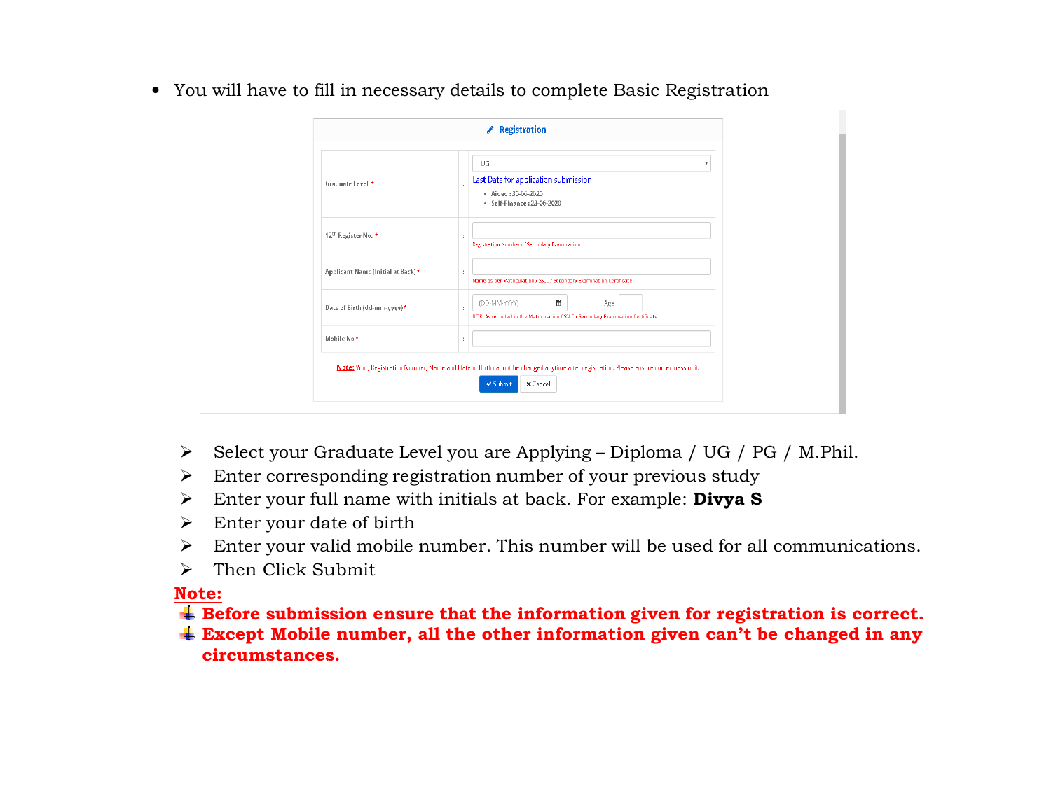- You will have to fill in necessary details to complete Basic Registration

**Registration**

| | | |
|---|---|---|
| Graduate Level * | : | UG<br>Last Date for application submission<br>• Aided : 30-06-2020<br>• Self-Finance : 23-06-2020 |
| 12th Register No. * | : | Registration Number of Secondary Examination |
| Applicant Name (Initial at Back) * | : | Name as per Matriculation / SSLC / Secondary Examination Certificate |
| Date of Birth (dd-mm-yyyy) * | : | (DD-MM-YYYY) Age :<br>DOB: As recorded in the Matriculation / SSLC / Secondary Examination Certificate |
| Mobile No * | : | |

Note: Your, Registration Number, Name and Date of Birth cannot be changed anytime after registration. Please ensure correctness of it.

Submit | Cancel

- Select your Graduate Level you are Applying – Diploma / UG / PG / M.Phil.
- Enter corresponding registration number of your previous study
- Enter your full name with initials at back. For example: **Divya S**
- Enter your date of birth
- Enter your valid mobile number. This number will be used for all communications.
- Then Click Submit

**Note:**

- **Before submission ensure that the information given for registration is correct.**
- **Except Mobile number, all the other information given can't be changed in any circumstances.**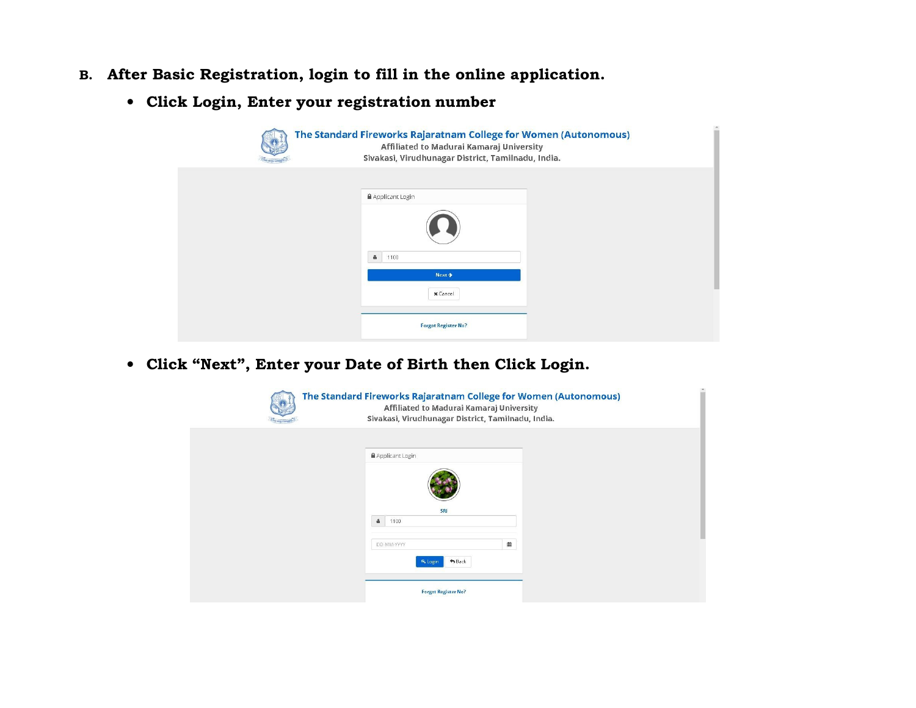**B. After Basic Registration, login to fill in the online application.**

- **Click Login, Enter your registration number**

The Standard Fireworks Rajaratnam College for Women (Autonomous)
Affiliated to Madurai Kamaraj University
Sivakasi, Virudhunagar District, Tamilnadu, India.

Applicant Login

1100

Next

Cancel

Forgot Register No?

- **Click "Next", Enter your Date of Birth then Click Login.**

The Standard Fireworks Rajaratnam College for Women (Autonomous)
Affiliated to Madurai Kamaraj University
Sivakasi, Virudhunagar District, Tamilnadu, India.

Applicant Login

SRI

1100

DD-MM-YYYY

Login | Back

Forgot Register No?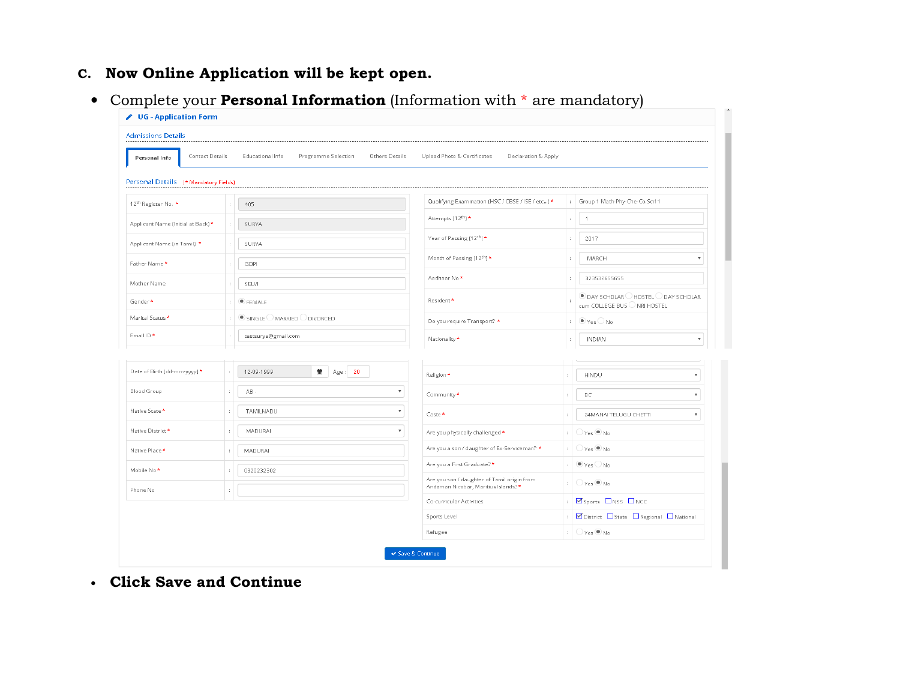**C. Now Online Application will be kept open.**

- Complete your **Personal Information** (Information with * are mandatory)

UG - Application Form

Admissions Details

Personal Info | Contact Details | Educational Info | Programme Selection | Others Details | Upload Photo & Certificates | Declaration & Apply

Personal Details (* Mandatory Fields)

| Field | | Value |
|---|---|---|
| 12th Register No. * | : | 405 |
| Applicant Name (Initial at Back) * | : | SURYA |
| Applicant Name (in Tamil) * | : | SURYA |
| Father Name * | : | GOPI |
| Mother Name | : | SELVI |
| Gender * | : | FEMALE |
| Marital Status * | : | SINGLE / MARRIED / DIVORCED |
| Email ID * | : | testsurya@gmail.com |
| Date of Birth (dd-mm-yyyy) * | : | 12-09-1999 Age : 20 |
| Blood Group | : | AB - |
| Native State * | : | TAMILNADU |
| Native District * | : | MADURAI |
| Native Place * | : | MADURAI |
| Mobile No * | : | 0320232302 |
| Phone No | : | |

| Field | | Value |
|---|---|---|
| Qualifying Examination (HSC / CBSE / ISE / etc...) * | : | Group 1 Math-Phy-Che-Co.Sci 1 |
| Attempts (12th) * | : | 1 |
| Year of Passing (12th) * | : | 2017 |
| Month of Passing (12th) * | : | MARCH |
| Aadhaar No * | : | 323532655655 |
| Resident * | : | DAY SCHOLAR / HOSTEL / DAY SCHOLAR cum COLLEGE BUS / NRI HOSTEL |
| Do you require Transport? * | : | Yes / No |
| Nationality * | : | INDIAN |
| Religion * | : | HINDU |
| Community * | : | BC |
| Caste * | : | 24MANAI TELUGU CHETTI |
| Are you physically challenged * | : | Yes / No |
| Are you a son / daughter of Ex-Serviceman? * | : | Yes / No |
| Are you a First Graduate? * | : | Yes / No |
| Are you son / daughter of Tamil origin From Andaman Nicobar, Maritius Islands? * | : | Yes / No |
| Co-curricular Activities | : | Sports / NSS / NCC |
| Sports Level | : | District / State / Regional / National |
| Refugee | : | Yes / No |

Save & Continue

- **Click Save and Continue**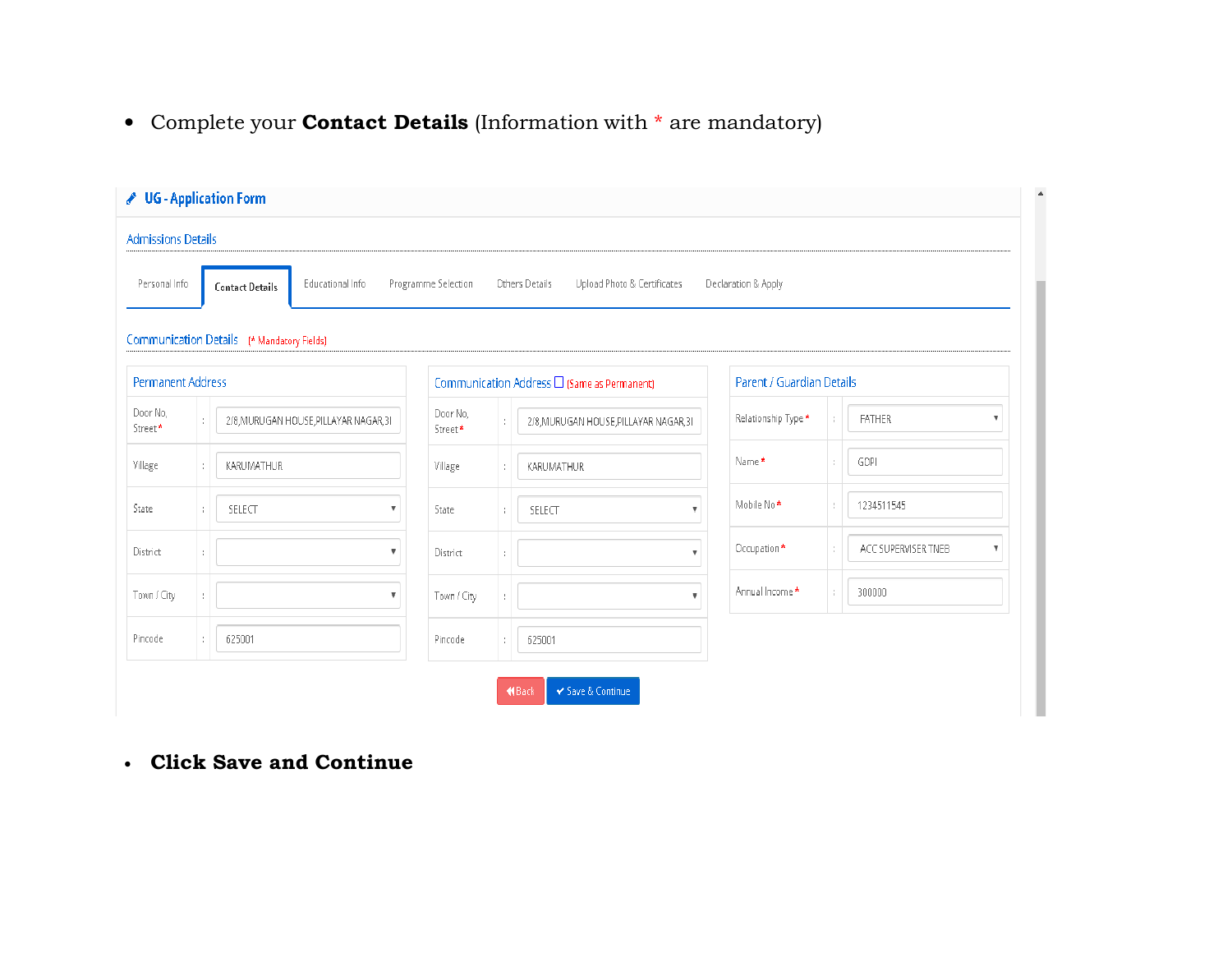- Complete your **Contact Details** (Information with * are mandatory)

**UG - Application Form**

Admissions Details

Personal Info | **Contact Details** | Educational Info | Programme Selection | Others Details | Upload Photo & Certificates | Declaration & Apply

Communication Details (* Mandatory Fields)

**Permanent Address**

| Field | | Value |
|---|---|---|
| Door No, Street* | : | 2/8,MURUGAN HOUSE,PILLAYAR NAGAR,3I |
| Village | : | KARUMATHUR |
| State | : | SELECT |
| District | : | |
| Town / City | : | |
| Pincode | : | 625001 |

**Communication Address** ☐ (Same as Permanent)

| Field | | Value |
|---|---|---|
| Door No, Street* | : | 2/8,MURUGAN HOUSE,PILLAYAR NAGAR,3I |
| Village | : | KARUMATHUR |
| State | : | SELECT |
| District | : | |
| Town / City | : | |
| Pincode | : | 625001 |

**Parent / Guardian Details**

| Field | | Value |
|---|---|---|
| Relationship Type* | : | FATHER |
| Name* | : | GOPI |
| Mobile No* | : | 1234511545 |
| Occupation* | : | ACC SUPERVISER TNEB |
| Annual Income* | : | 300000 |

Back | ✔ Save & Continue

- **Click Save and Continue**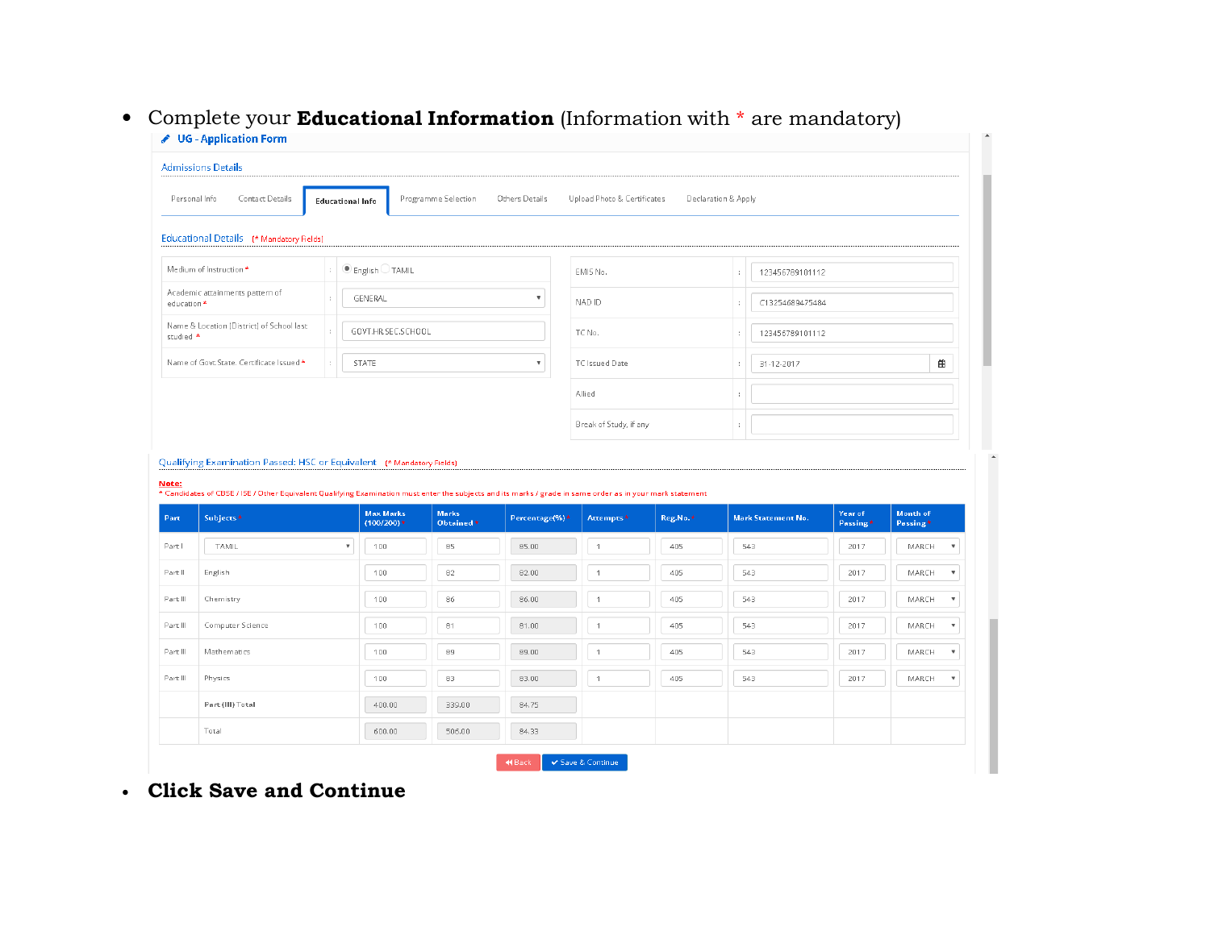- Complete your **Educational Information** (Information with * are mandatory)

UG - Application Form

Admissions Details

Personal Info | Contact Details | Educational Info | Programme Selection | Others Details | Upload Photo & Certificates | Declaration & Apply

Educational Details (* Mandatory Fields)

| | | |
|---|---|---|
| Medium of Instruction * | : | English / TAMIL |
| Academic attainments pattern of education * | : | GENERAL |
| Name & Location (District) of School last studied * | : | GOVT.HR.SEC.SCHOOL |
| Name of Govt.State. Certificate Issued * | : | STATE |

| | | |
|---|---|---|
| EMIS No. | : | 123456789101112 |
| NAD ID | : | C13254689475484 |
| TC No. | : | 123456789101112 |
| TC Issued Date | : | 31-12-2017 |
| Allied | : | |
| Break of Study, if any | : | |

Qualifying Examination Passed: HSC or Equivalent (* Mandatory Fields)

Note:
* Candidates of CBSE / ISE / Other Equivalent Qualifying Examination must enter the subjects and its marks / grade in same order as in your mark statement

| Part | Subjects * | Max Marks (100/200) * | Marks Obtained * | Percentage(%) * | Attempts * | Reg.No. * | Mark Statement No. | Year of Passing * | Month of Passing * |
|---|---|---|---|---|---|---|---|---|---|
| Part I | TAMIL | 100 | 85 | 85.00 | 1 | 405 | 543 | 2017 | MARCH |
| Part II | English | 100 | 82 | 82.00 | 1 | 405 | 543 | 2017 | MARCH |
| Part III | Chemistry | 100 | 86 | 86.00 | 1 | 405 | 543 | 2017 | MARCH |
| Part III | Computer Science | 100 | 81 | 81.00 | 1 | 405 | 543 | 2017 | MARCH |
| Part III | Mathematics | 100 | 89 | 89.00 | 1 | 405 | 543 | 2017 | MARCH |
| Part III | Physics | 100 | 83 | 83.00 | 1 | 405 | 543 | 2017 | MARCH |
| | Part (III) Total | 400.00 | 339.00 | 84.75 | | | | | |
| | Total | 600.00 | 506.00 | 84.33 | | | | | |

Back | Save & Continue

- **Click Save and Continue**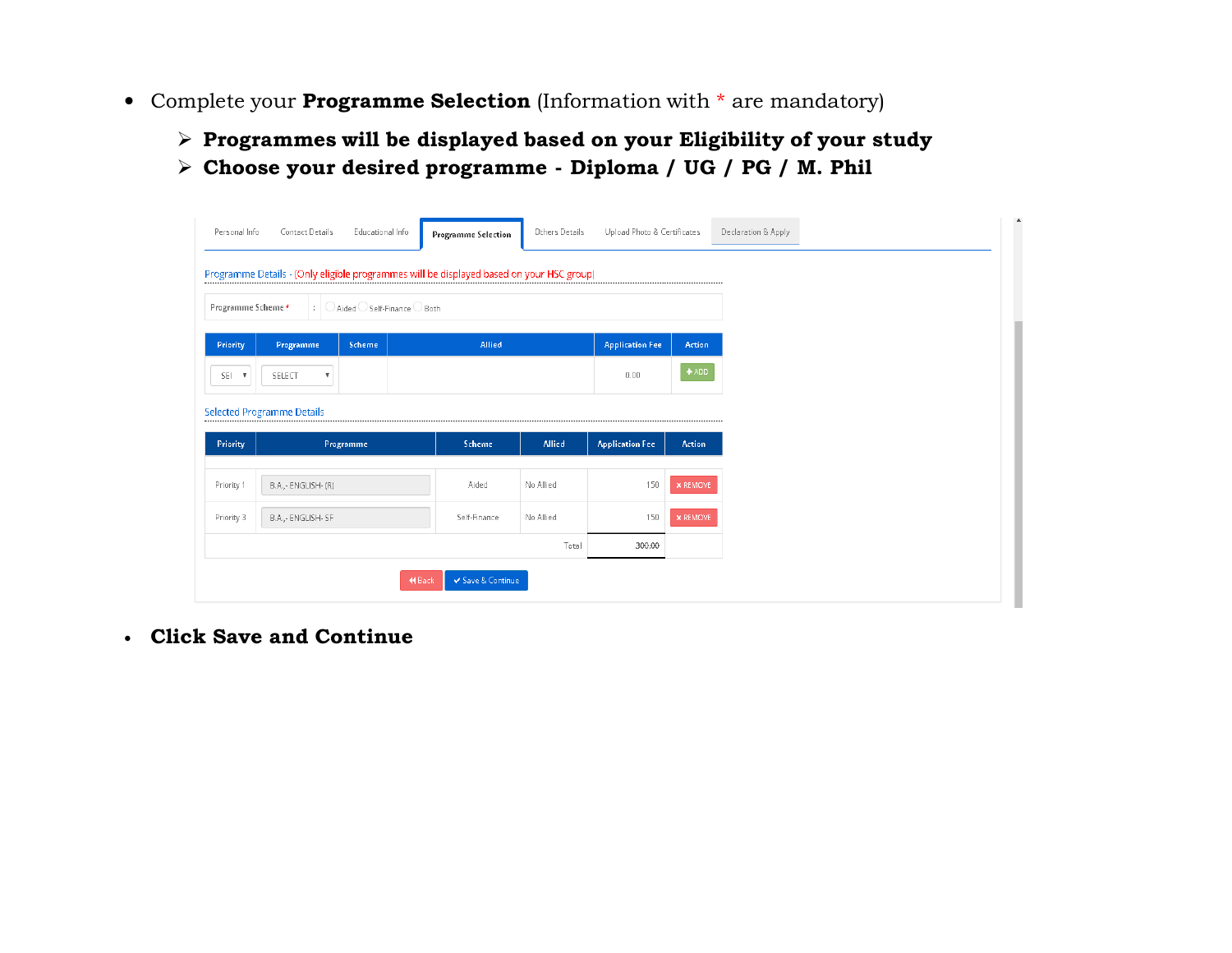- Complete your **Programme Selection** (Information with * are mandatory)
  - **Programmes will be displayed based on your Eligibility of your study**
  - **Choose your desired programme - Diploma / UG / PG / M. Phil**

Personal Info | Contact Details | Educational Info | **Programme Selection** | Others Details | Upload Photo & Certificates | Declaration & Apply

Programme Details - (Only eligible programmes will be displayed based on your HSC group)

Programme Scheme * : ○ Aided ○ Self-Finance ○ Both

| Priority | Programme | Scheme | Allied | Application Fee | Action |
|---|---|---|---|---|---|
| SEI | SELECT | | | 0.00 | + ADD |

Selected Programme Details

| Priority | Programme | Scheme | Allied | Application Fee | Action |
|---|---|---|---|---|---|
| Priority 1 | B.A.,- ENGLISH- (R) | Aided | No Allied | 150 | × REMOVE |
| Priority 3 | B.A.,- ENGLISH- SF | Self-Finance | No Allied | 150 | × REMOVE |
| | | | Total | 300.00 | |

Back | Save & Continue

- **Click Save and Continue**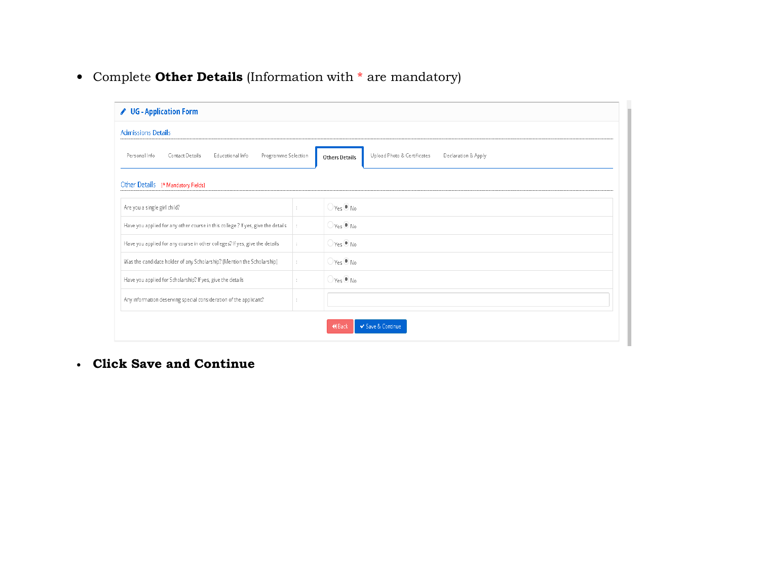- Complete **Other Details** (Information with * are mandatory)

**UG - Application Form**

Admissions Details

Personal Info | Contact Details | Educational Info | Programme Selection | **Others Details** | Upload Photo & Certificates | Declaration & Apply

Other Details (* Mandatory Fields)

| | | |
|---|---|---|
| Are you a single girl child? | : | Yes / No |
| Have you applied for any other course in this college ? If yes, give the details | : | Yes / No |
| Have you applied for any course in other colleges? If yes, give the details | : | Yes / No |
| Was the candidate holder of any Scholarship? [Mention the Scholarship] | : | Yes / No |
| Have you applied for Scholarship? If yes, give the details | : | Yes / No |
| Any information deserving special consideration of the applicant? | : | |

Back | Save & Continue

- **Click Save and Continue**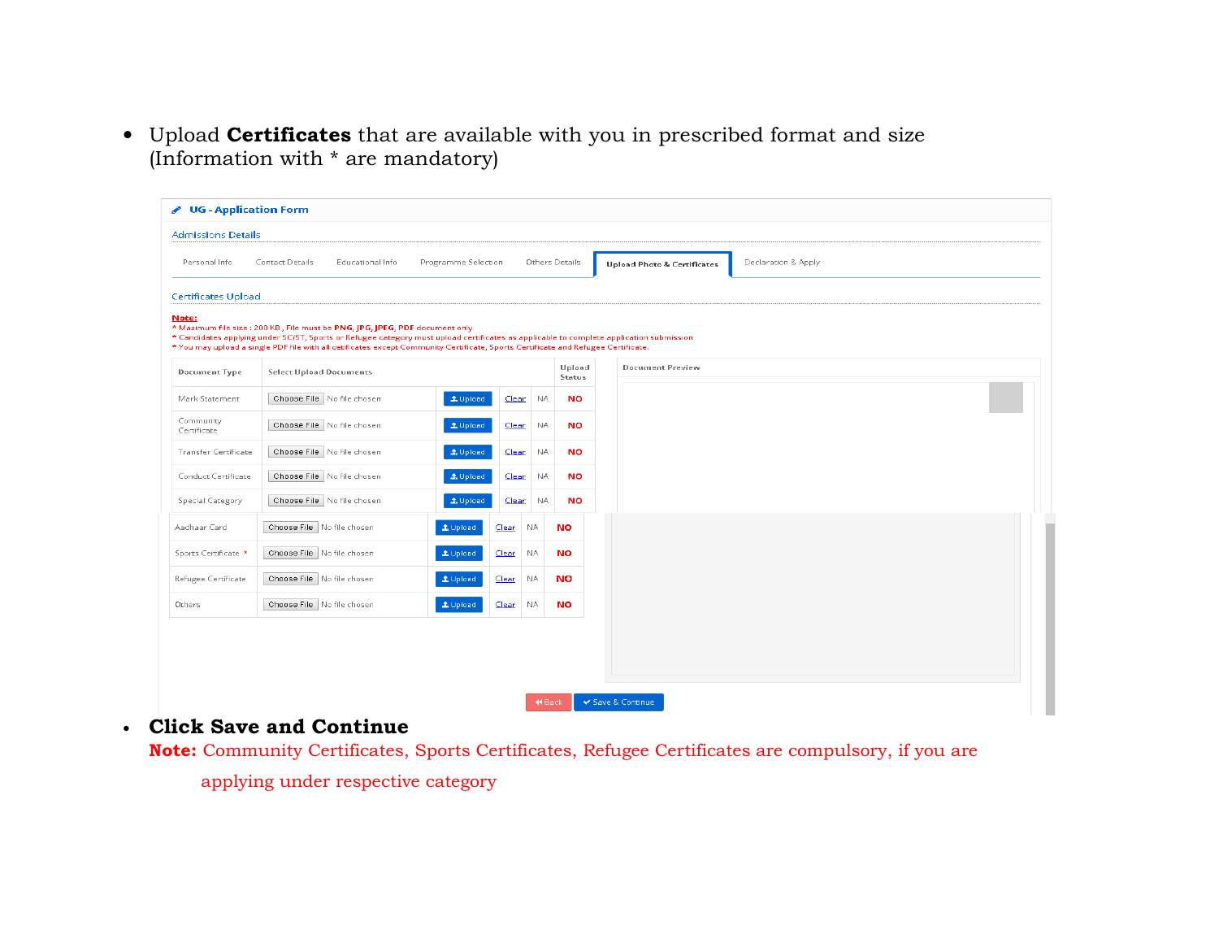- Upload **Certificates** that are available with you in prescribed format and size (Information with * are mandatory)

**UG - Application Form**

Admissions Details

Personal Info | Contact Details | Educational Info | Programme Selection | Others Details | **Upload Photo & Certificates** | Declaration & Apply

Certificates Upload

**Note:**
* Maximum file size : 200 KB , File must be **PNG, JPG, JPEG, PDF** document only
* Candidates applying under SC/ST, Sports or Refugee category must upload certificates as applicable to complete application submission
* You may upload a single PDF file with all cetificates except Community Certificate, Sports Certificate and Refugee Certificate.

| Document Type | Select Upload Documents | | | | Upload Status |
|---|---|---|---|---|---|
| Mark Statement | Choose File No file chosen | Upload | Clear | NA | NO |
| Community Certificate | Choose File No file chosen | Upload | Clear | NA | NO |
| Transfer Certificate | Choose File No file chosen | Upload | Clear | NA | NO |
| Conduct Certificate | Choose File No file chosen | Upload | Clear | NA | NO |
| Special Category | Choose File No file chosen | Upload | Clear | NA | NO |
| Aadhaar Card | Choose File No file chosen | Upload | Clear | NA | NO |
| Sports Certificate * | Choose File No file chosen | Upload | Clear | NA | NO |
| Refugee Certificate | Choose File No file chosen | Upload | Clear | NA | NO |
| Others | Choose File No file chosen | Upload | Clear | NA | NO |

Document Preview

Back | Save & Continue

- **Click Save and Continue**

**Note:** Community Certificates, Sports Certificates, Refugee Certificates are compulsory, if you are applying under respective category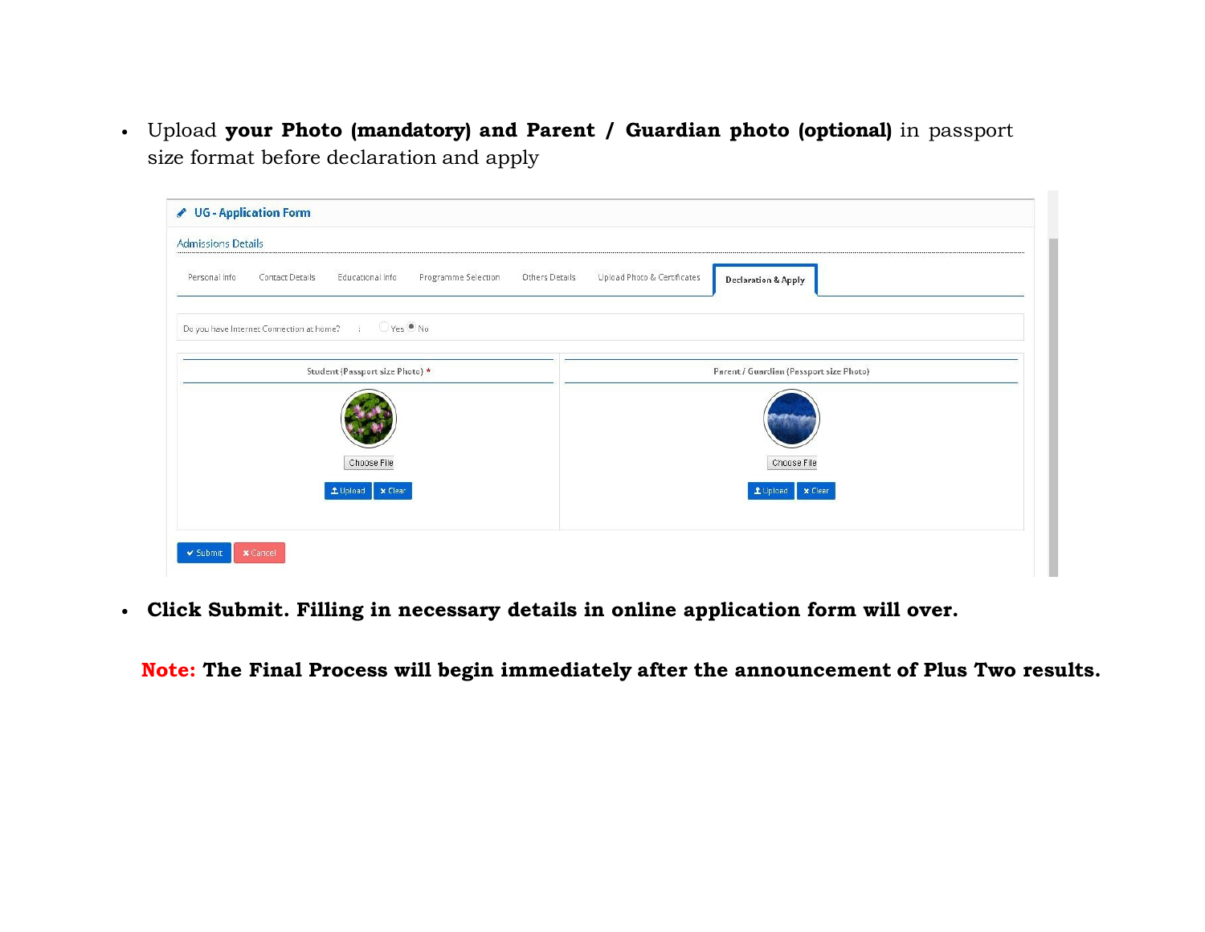- Upload **your Photo (mandatory) and Parent / Guardian photo (optional)** in passport size format before declaration and apply

- **Click Submit. Filling in necessary details in online application form will over.**

**Note: The Final Process will begin immediately after the announcement of Plus Two results.**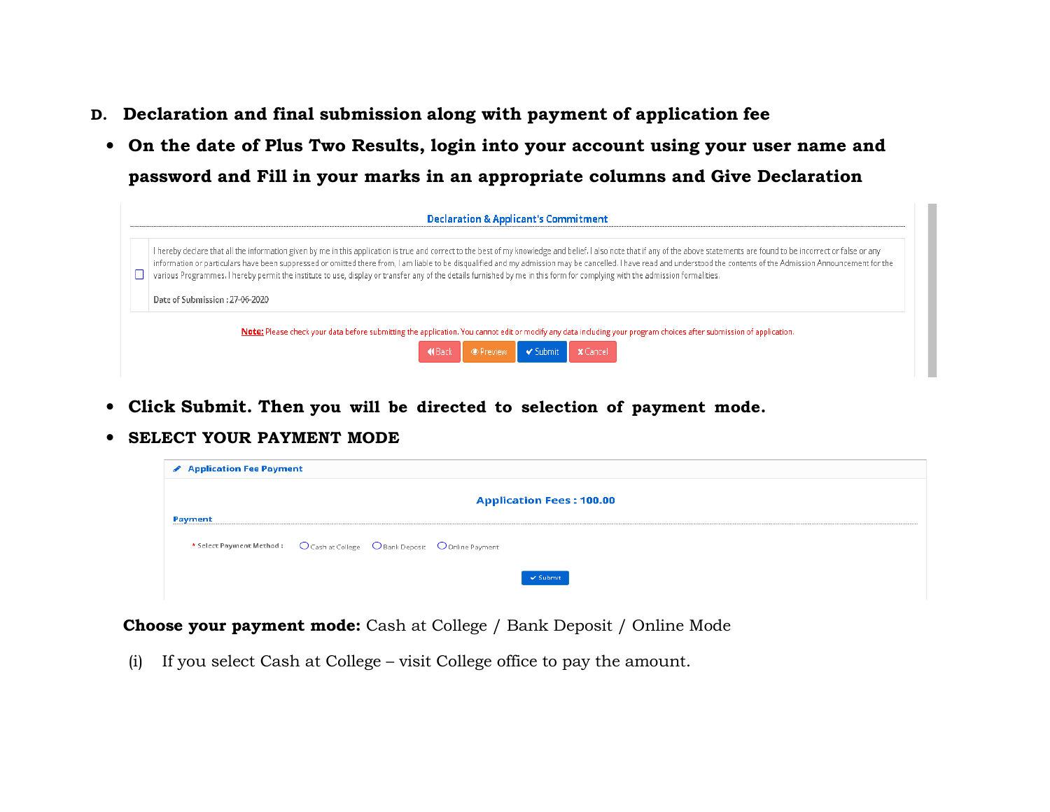**D. Declaration and final submission along with payment of application fee**

- **On the date of Plus Two Results, login into your account using your user name and password and Fill in your marks in an appropriate columns and Give Declaration**

**Declaration & Applicant's Commitment**

☐ I hereby declare that all the information given by me in this application is true and correct to the best of my knowledge and belief. I also note that if any of the above statements are found to be incorrect or false or any information or particulars have been suppressed or omitted there from, I am liable to be disqualified and my admission may be cancelled. I have read and understood the contents of the Admission Announcement for the various Programmes. I hereby permit the institute to use, display or transfer any of the details furnished by me in this form for complying with the admission formalities.

Date of Submission : 27-06-2020

**Note:** Please check your data before submitting the application. You cannot edit or modify any data including your program choices after submission of application.

Back | Preview | Submit | Cancel

- **Click Submit. Then you will be directed to selection of payment mode.**
- **SELECT YOUR PAYMENT MODE**

**Application Fee Payment**

**Application Fees : 100.00**

**Payment**

* Select Payment Method : ○ Cash at College ○ Bank Deposit ○ Online Payment

Submit

**Choose your payment mode:** Cash at College / Bank Deposit / Online Mode

(i) If you select Cash at College – visit College office to pay the amount.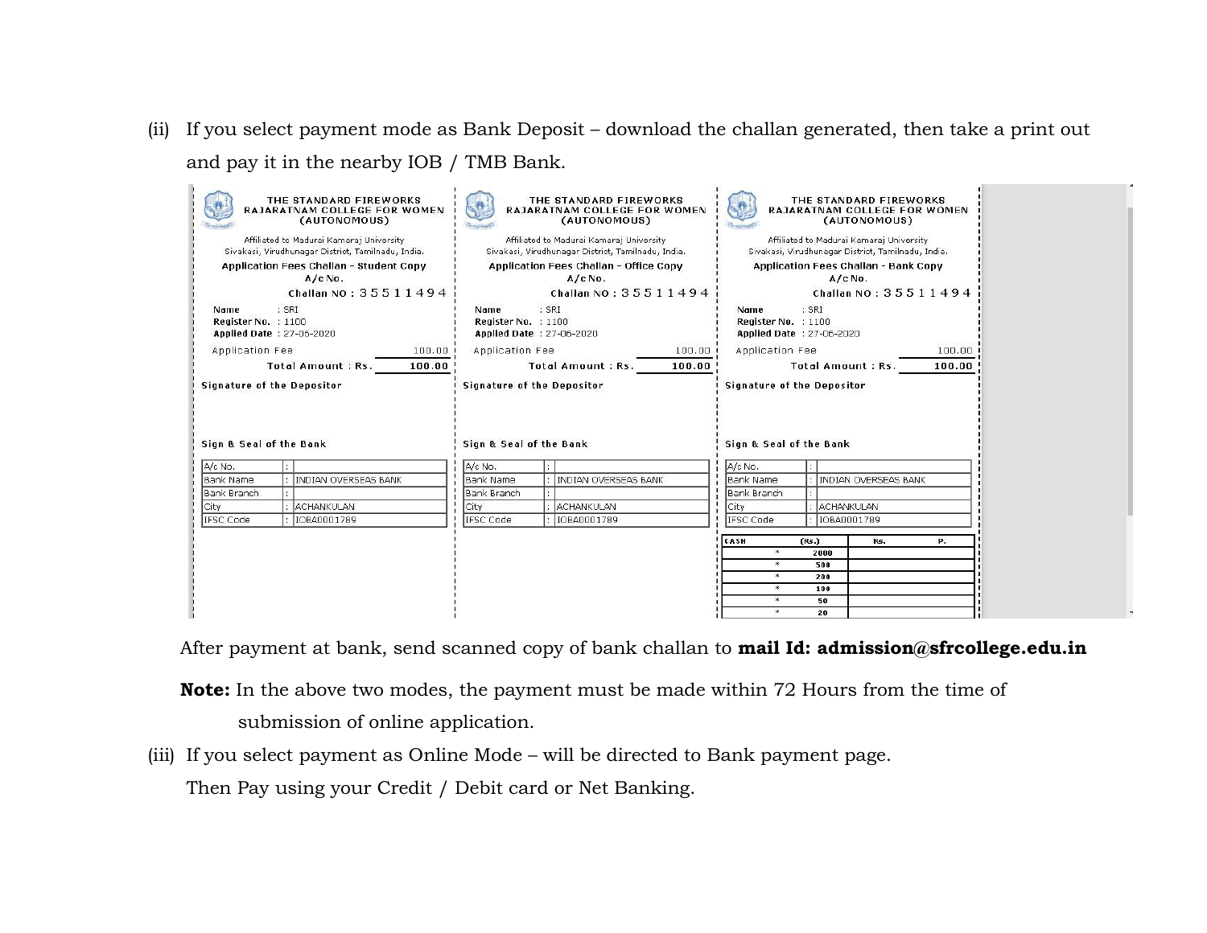(ii) If you select payment mode as Bank Deposit – download the challan generated, then take a print out and pay it in the nearby IOB / TMB Bank.

| THE STANDARD FIREWORKS RAJARATNAM COLLEGE FOR WOMEN (AUTONOMOUS) | THE STANDARD FIREWORKS RAJARATNAM COLLEGE FOR WOMEN (AUTONOMOUS) | THE STANDARD FIREWORKS RAJARATNAM COLLEGE FOR WOMEN (AUTONOMOUS) |
|---|---|---|
| Affiliated to Madurai Kamaraj University<br>Sivakasi, Virudhunagar District, Tamilnadu, India. | Affiliated to Madurai Kamaraj University<br>Sivakasi, Virudhunagar District, Tamilnadu, India. | Affiliated to Madurai Kamaraj University<br>Sivakasi, Virudhunagar District, Tamilnadu, India. |
| Application Fees Challan - Student Copy<br>A/c No. | Application Fees Challan - Office Copy<br>A/c No. | Application Fees Challan - Bank Copy<br>A/c No. |
| Challan NO : 35511494 | Challan NO : 35511494 | Challan NO : 35511494 |
| Name : SRI<br>Register No. : 1100<br>Applied Date : 27-06-2020 | Name : SRI<br>Register No. : 1100<br>Applied Date : 27-06-2020 | Name : SRI<br>Register No. : 1100<br>Applied Date : 27-06-2020 |
| Application Fee 100.00 | Application Fee 100.00 | Application Fee 100.00 |
| Total Amount : Rs. 100.00 | Total Amount : Rs. 100.00 | Total Amount : Rs. 100.00 |
| Signature of the Depositor | Signature of the Depositor | Signature of the Depositor |
| Sign & Seal of the Bank | Sign & Seal of the Bank | Sign & Seal of the Bank |
| A/c No. : | A/c No. : | A/c No. : |
| Bank Name : INDIAN OVERSEAS BANK | Bank Name : INDIAN OVERSEAS BANK | Bank Name : INDIAN OVERSEAS BANK |
| Bank Branch : | Bank Branch : | Bank Branch : |
| City : ACHANKULAN | City : ACHANKULAN | City : ACHANKULAN |
| IFSC Code : IOBA0001789 | IFSC Code : IOBA0001789 | IFSC Code : IOBA0001789 |

| CASH | (Rs.) | Rs. | P. |
|---|---|---|---|
| * | 2000 | | |
| * | 500 | | |
| * | 200 | | |
| * | 100 | | |
| * | 50 | | |
| * | 20 | | |

After payment at bank, send scanned copy of bank challan to **mail Id: admission@sfrcollege.edu.in**

**Note:** In the above two modes, the payment must be made within 72 Hours from the time of submission of online application.

(iii) If you select payment as Online Mode – will be directed to Bank payment page.
Then Pay using your Credit / Debit card or Net Banking.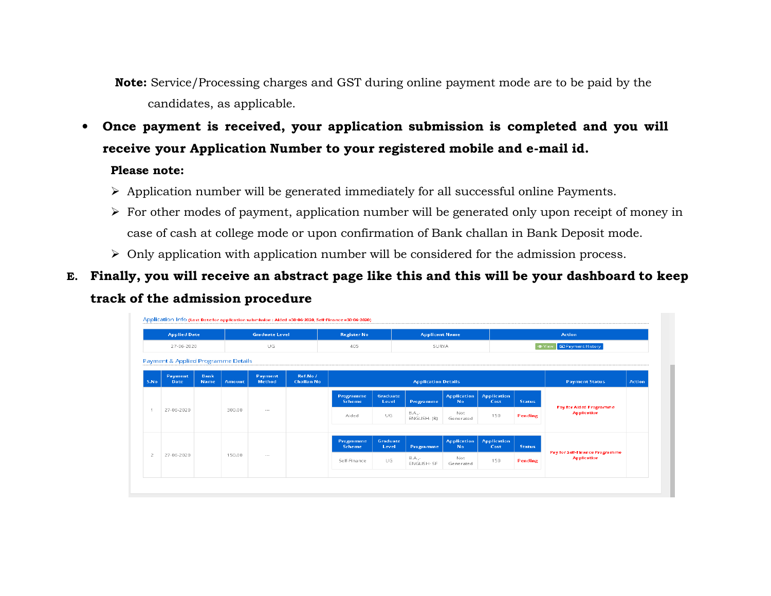**Note:** Service/Processing charges and GST during online payment mode are to be paid by the candidates, as applicable.

- **Once payment is received, your application submission is completed and you will receive your Application Number to your registered mobile and e-mail id.**

  **Please note:**

  - Application number will be generated immediately for all successful online Payments.
  - For other modes of payment, application number will be generated only upon receipt of money in case of cash at college mode or upon confirmation of Bank challan in Bank Deposit mode.
  - Only application with application number will be considered for the admission process.

**E. Finally, you will receive an abstract page like this and this will be your dashboard to keep track of the admission procedure**

Application Info (Last Date for application submission : Aided »30-06-2020, Self-Finance »30-06-2020)

| Applied Date | Graduate Level | Register No | Applicant Name | Action |
|---|---|---|---|---|
| 27-06-2020 | UG | 405 | SURYA | View / Payment History |

Payment & Applied Programme Details

| S.No | Payment Date | Bank Name | Amount | Payment Method | Ref.No / Challan No | Programme Scheme | Graduate Level | Programme | Application No | Application Cost | Status | Payment Status | Action |
|---|---|---|---|---|---|---|---|---|---|---|---|---|---|
| 1 | 27-06-2020 | | 300.00 | --- | | Aided | UG | B.A.,-ENGLISH- [R] | Not Generated | 150 | Pending | Pay for Aided Programme Application | |
| 2 | 27-06-2020 | | 150.00 | --- | | Self-Finance | UG | B.A.,-ENGLISH- SF | Not Generated | 150 | Pending | Pay for Self-Finance Programme Application | |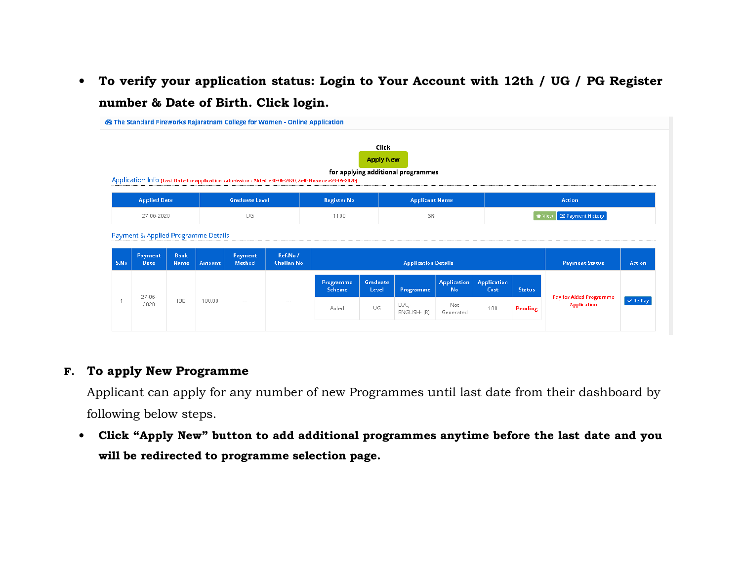- **To verify your application status: Login to Your Account with 12th / UG / PG Register number & Date of Birth. Click login.**

The Standard Fireworks Rajaratnam College for Women - Online Application

Click

Apply New

for applying additional programmes

Application Info (Last Date for application submission : Aided »30-06-2020, Self-Finance »23-06-2020)

| Applied Date | Graduate Level | Register No | Applicant Name | Action |
|---|---|---|---|---|
| 27-06-2020 | UG | 1100 | SRI | View  Payment History |

Payment & Applied Programme Details

| S.No | Payment Date | Bank Name | Amount | Payment Method | Ref.No / Challan No | Application Details | | | | | | Payment Status | Action |
|---|---|---|---|---|---|---|---|---|---|---|---|---|---|
| | | | | | | Programme Scheme | Graduate Level | Programme | Application No | Application Cost | Status | | |
| 1 | 27-06-2020 | IDB | 100.00 | --- | --- | Aided | UG | B.A.,-ENGLISH- [R] | Not Generated | 100 | Pending | Pay for Aided Programme Application | Re-Pay |

## F. To apply New Programme

Applicant can apply for any number of new Programmes until last date from their dashboard by following below steps.

- **Click "Apply New" button to add additional programmes anytime before the last date and you will be redirected to programme selection page.**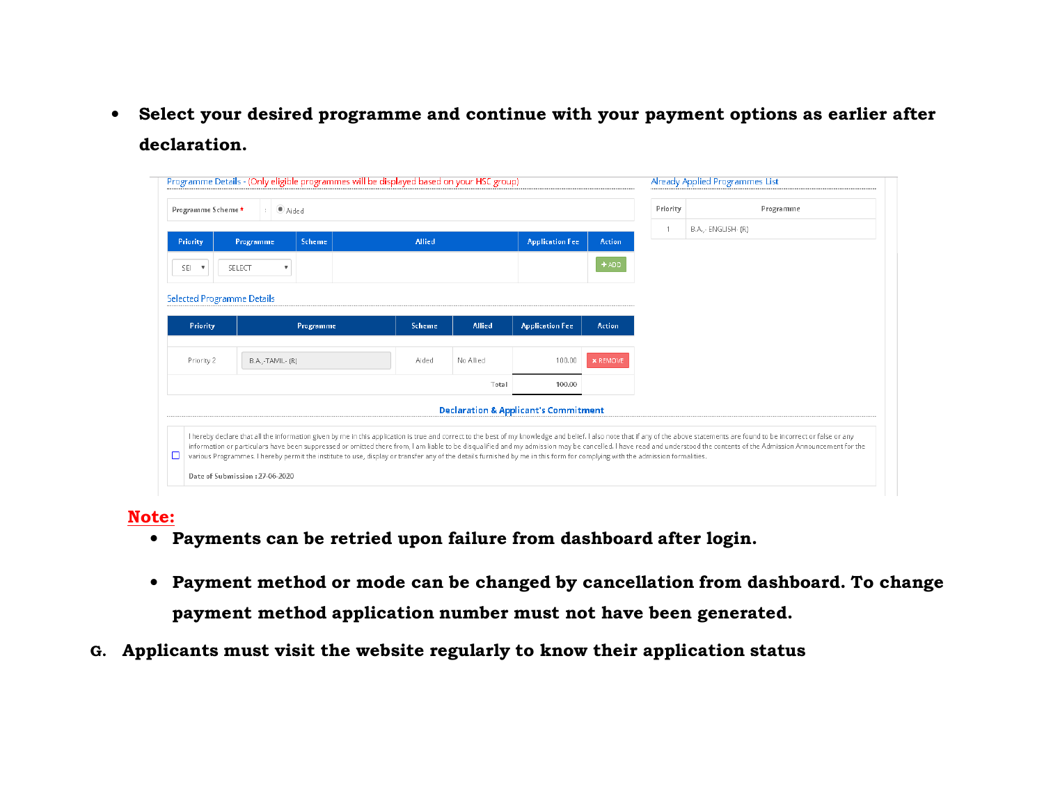- **Select your desired programme and continue with your payment options as earlier after declaration.**

Programme Details - (Only eligible programmes will be displayed based on your HSC group)

Programme Scheme * : Aided

| Priority | Programme | Scheme | Allied | Application Fee | Action |
|---|---|---|---|---|---|
| SEI | SELECT | | | | + ADD |

Selected Programme Details

| Priority | Programme | Scheme | Allied | Application Fee | Action |
|---|---|---|---|---|---|
| Priority 2 | B.A.,-TAMIL- (R) | Aided | No Allied | 100.00 | × REMOVE |
| | | | Total | 100.00 | |

Already Applied Programmes List

| Priority | Programme |
|---|---|
| 1 | B.A.,- ENGLISH- (R) |

Declaration & Applicant's Commitment

☐ I hereby declare that all the information given by me in this application is true and correct to the best of my knowledge and belief. I also note that if any of the above statements are found to be incorrect or false or any information or particulars have been suppressed or omitted there from, I am liable to be disqualified and my admission may be cancelled. I have read and understood the contents of the Admission Announcement for the various Programmes. I hereby permit the institute to use, display or transfer any of the details furnished by me in this form for complying with the admission formalities.

Date of Submission : 27-06-2020

**Note:**

- **Payments can be retried upon failure from dashboard after login.**
- **Payment method or mode can be changed by cancellation from dashboard. To change payment method application number must not have been generated.**

**G. Applicants must visit the website regularly to know their application status**